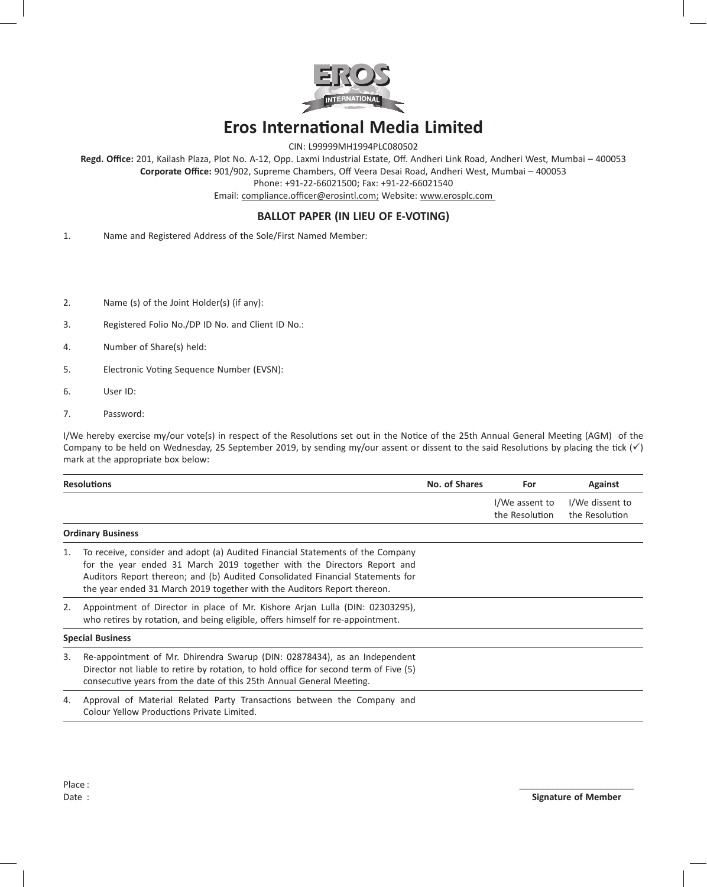# Eros International Media Limited

CIN: L99999MH1994PLC080502

**Regd. Office:** 201, Kailash Plaza, Plot No. A-12, Opp. Laxmi Industrial Estate, Off. Andheri Link Road, Andheri West, Mumbai – 400053

**Corporate Office:** 901/902, Supreme Chambers, Off Veera Desai Road, Andheri West, Mumbai – 400053

Phone: +91-22-66021500; Fax: +91-22-66021540

Email: compliance.officer@erosintl.com; Website: www.erosplc.com

## BALLOT PAPER (IN LIEU OF E-VOTING)

1. Name and Registered Address of the Sole/First Named Member:

2. Name (s) of the Joint Holder(s) (if any):

3. Registered Folio No./DP ID No. and Client ID No.:

4. Number of Share(s) held:

5. Electronic Voting Sequence Number (EVSN):

6. User ID:

7. Password:

I/We hereby exercise my/our vote(s) in respect of the Resolutions set out in the Notice of the 25th Annual General Meeting (AGM) of the Company to be held on Wednesday, 25 September 2019, by sending my/our assent or dissent to the said Resolutions by placing the tick (✓) mark at the appropriate box below:

| Resolutions | No. of Shares | For | Against |
|---|---|---|---|
| | | I/We assent to the Resolution | I/We dissent to the Resolution |
| **Ordinary Business** | | | |
| 1. To receive, consider and adopt (a) Audited Financial Statements of the Company for the year ended 31 March 2019 together with the Directors Report and Auditors Report thereon; and (b) Audited Consolidated Financial Statements for the year ended 31 March 2019 together with the Auditors Report thereon. | | | |
| 2. Appointment of Director in place of Mr. Kishore Arjan Lulla (DIN: 02303295), who retires by rotation, and being eligible, offers himself for re-appointment. | | | |
| **Special Business** | | | |
| 3. Re-appointment of Mr. Dhirendra Swarup (DIN: 02878434), as an Independent Director not liable to retire by rotation, to hold office for second term of Five (5) consecutive years from the date of this 25th Annual General Meeting. | | | |
| 4. Approval of Material Related Party Transactions between the Company and Colour Yellow Productions Private Limited. | | | |

Place :

Date :

**Signature of Member**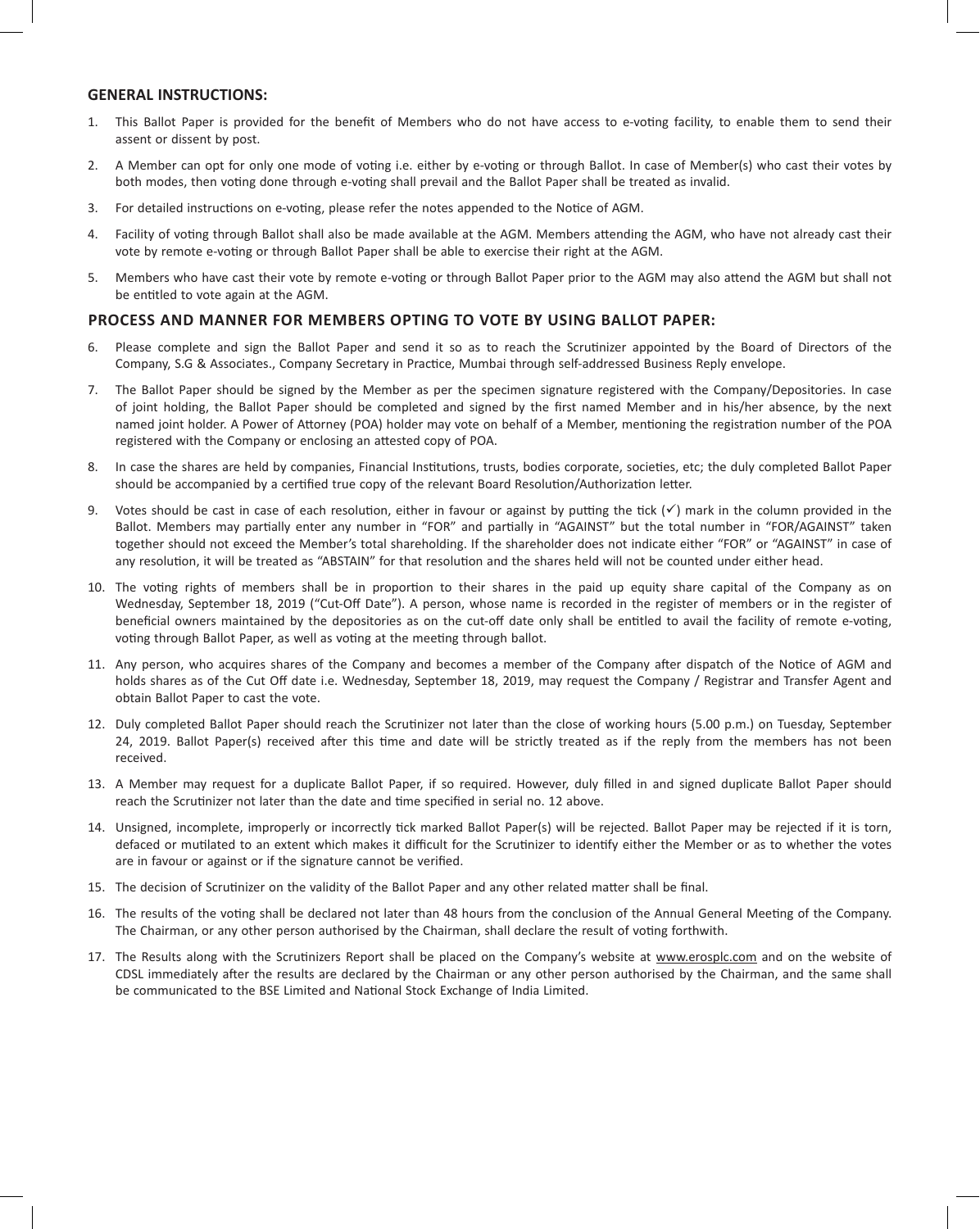## GENERAL INSTRUCTIONS:

1. This Ballot Paper is provided for the benefit of Members who do not have access to e-voting facility, to enable them to send their assent or dissent by post.
2. A Member can opt for only one mode of voting i.e. either by e-voting or through Ballot. In case of Member(s) who cast their votes by both modes, then voting done through e-voting shall prevail and the Ballot Paper shall be treated as invalid.
3. For detailed instructions on e-voting, please refer the notes appended to the Notice of AGM.
4. Facility of voting through Ballot shall also be made available at the AGM. Members attending the AGM, who have not already cast their vote by remote e-voting or through Ballot Paper shall be able to exercise their right at the AGM.
5. Members who have cast their vote by remote e-voting or through Ballot Paper prior to the AGM may also attend the AGM but shall not be entitled to vote again at the AGM.

## PROCESS AND MANNER FOR MEMBERS OPTING TO VOTE BY USING BALLOT PAPER:

6. Please complete and sign the Ballot Paper and send it so as to reach the Scrutinizer appointed by the Board of Directors of the Company, S.G & Associates., Company Secretary in Practice, Mumbai through self-addressed Business Reply envelope.
7. The Ballot Paper should be signed by the Member as per the specimen signature registered with the Company/Depositories. In case of joint holding, the Ballot Paper should be completed and signed by the first named Member and in his/her absence, by the next named joint holder. A Power of Attorney (POA) holder may vote on behalf of a Member, mentioning the registration number of the POA registered with the Company or enclosing an attested copy of POA.
8. In case the shares are held by companies, Financial Institutions, trusts, bodies corporate, societies, etc; the duly completed Ballot Paper should be accompanied by a certified true copy of the relevant Board Resolution/Authorization letter.
9. Votes should be cast in case of each resolution, either in favour or against by putting the tick (✓) mark in the column provided in the Ballot. Members may partially enter any number in "FOR" and partially in "AGAINST" but the total number in "FOR/AGAINST" taken together should not exceed the Member's total shareholding. If the shareholder does not indicate either "FOR" or "AGAINST" in case of any resolution, it will be treated as "ABSTAIN" for that resolution and the shares held will not be counted under either head.
10. The voting rights of members shall be in proportion to their shares in the paid up equity share capital of the Company as on Wednesday, September 18, 2019 ("Cut-Off Date"). A person, whose name is recorded in the register of members or in the register of beneficial owners maintained by the depositories as on the cut-off date only shall be entitled to avail the facility of remote e-voting, voting through Ballot Paper, as well as voting at the meeting through ballot.
11. Any person, who acquires shares of the Company and becomes a member of the Company after dispatch of the Notice of AGM and holds shares as of the Cut Off date i.e. Wednesday, September 18, 2019, may request the Company / Registrar and Transfer Agent and obtain Ballot Paper to cast the vote.
12. Duly completed Ballot Paper should reach the Scrutinizer not later than the close of working hours (5.00 p.m.) on Tuesday, September 24, 2019. Ballot Paper(s) received after this time and date will be strictly treated as if the reply from the members has not been received.
13. A Member may request for a duplicate Ballot Paper, if so required. However, duly filled in and signed duplicate Ballot Paper should reach the Scrutinizer not later than the date and time specified in serial no. 12 above.
14. Unsigned, incomplete, improperly or incorrectly tick marked Ballot Paper(s) will be rejected. Ballot Paper may be rejected if it is torn, defaced or mutilated to an extent which makes it difficult for the Scrutinizer to identify either the Member or as to whether the votes are in favour or against or if the signature cannot be verified.
15. The decision of Scrutinizer on the validity of the Ballot Paper and any other related matter shall be final.
16. The results of the voting shall be declared not later than 48 hours from the conclusion of the Annual General Meeting of the Company. The Chairman, or any other person authorised by the Chairman, shall declare the result of voting forthwith.
17. The Results along with the Scrutinizers Report shall be placed on the Company's website at www.erosplc.com and on the website of CDSL immediately after the results are declared by the Chairman or any other person authorised by the Chairman, and the same shall be communicated to the BSE Limited and National Stock Exchange of India Limited.